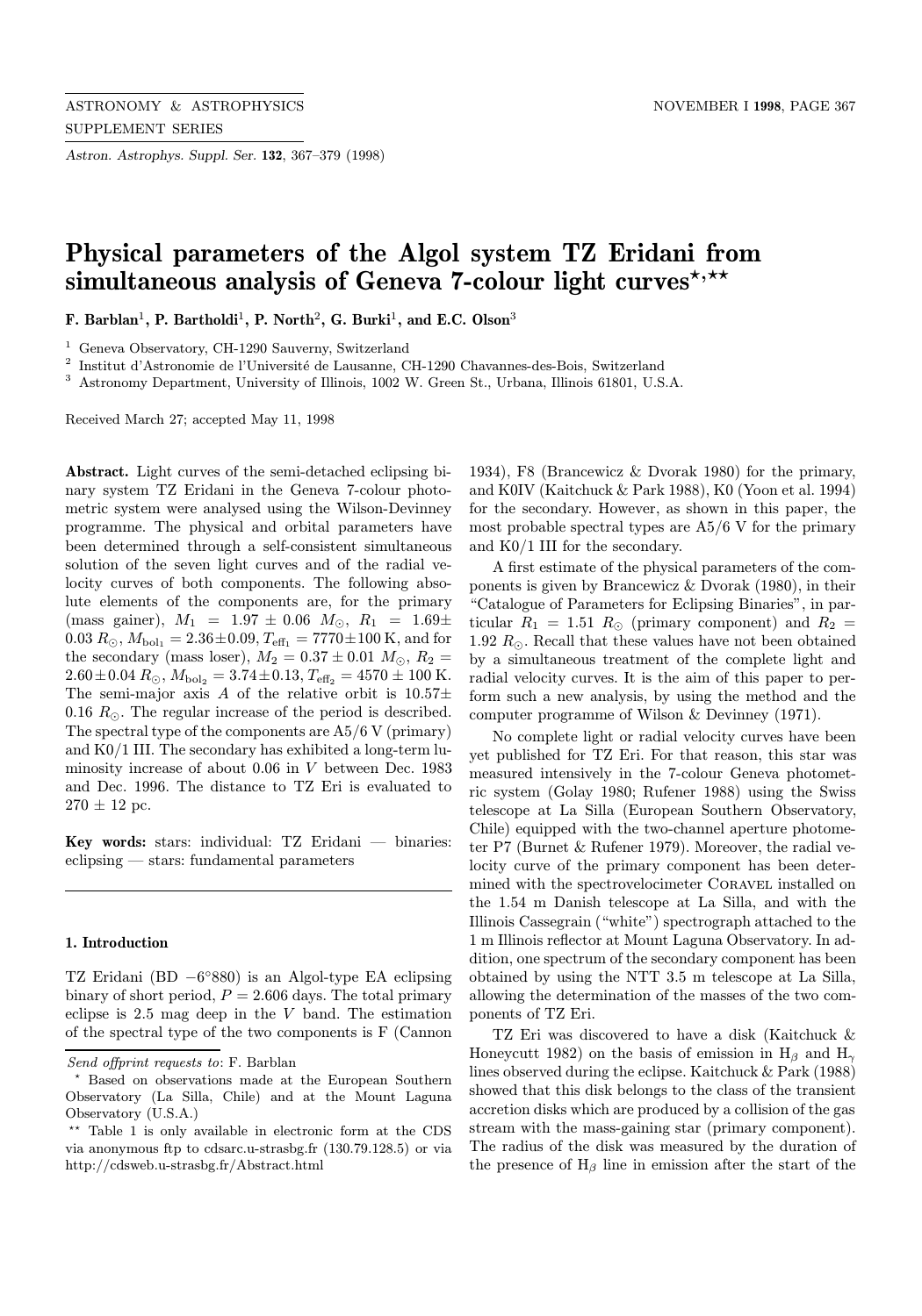# Physical parameters of the Algol system TZ Eridani from simultaneous analysis of Geneva 7-colour light curves*,**

**F. Barblan[1], P. Bartholdi[1], P. North[2], G. Burki[1], and E.C. Olson[3]**

[1] Geneva Observatory, CH-1290 Sauverny, Switzerland

[2] Institut d'Astronomie de l'Université de Lausanne, CH-1290 Chavannes-des-Bois, Switzerland

[3] Astronomy Department, University of Illinois, 1002 W. Green St., Urbana, Illinois 61801, U.S.A.

Received March 27; accepted May 11, 1998

**Abstract.** Light curves of the semi-detached eclipsing binary system TZ Eridani in the Geneva 7-colour photometric system were analysed using the Wilson-Devinney programme. The physical and orbital parameters have been determined through a self-consistent simultaneous solution of the seven light curves and of the radial velocity curves of both components. The following absolute elements of the components are, for the primary (mass gainer), $M_1 = 1.97 \pm 0.06$ $M_\odot$, $R_1 = 1.69 \pm 0.03$ $R_\odot$, $M_{\mathrm{bol}_1} = 2.36 \pm 0.09$, $T_{\mathrm{eff}_1} = 7770 \pm 100$ K, and for the secondary (mass loser), $M_2 = 0.37 \pm 0.01$ $M_\odot$, $R_2 = 2.60 \pm 0.04$ $R_\odot$, $M_{\mathrm{bol}_2} = 3.74 \pm 0.13$, $T_{\mathrm{eff}_2} = 4570 \pm 100$ K. The semi-major axis $A$ of the relative orbit is $10.57 \pm 0.16$ $R_\odot$. The regular increase of the period is described. The spectral type of the components are A5/6 V (primary) and K0/1 III. The secondary has exhibited a long-term luminosity increase of about 0.06 in $V$ between Dec. 1983 and Dec. 1996. The distance to TZ Eri is evaluated to $270 \pm 12$ pc.

**Key words:** stars: individual: TZ Eridani — binaries: eclipsing — stars: fundamental parameters

## 1. Introduction

TZ Eridani (BD $-6°880$) is an Algol-type EA eclipsing binary of short period, $P = 2.606$ days. The total primary eclipse is 2.5 mag deep in the $V$ band. The estimation of the spectral type of the two components is F (Cannon 1934), F8 (Brancewicz & Dvorak 1980) for the primary, and K0IV (Kaitchuck & Park 1988), K0 (Yoon et al. 1994) for the secondary. However, as shown in this paper, the most probable spectral types are A5/6 V for the primary and K0/1 III for the secondary.

A first estimate of the physical parameters of the components is given by Brancewicz & Dvorak (1980), in their "Catalogue of Parameters for Eclipsing Binaries", in particular $R_1 = 1.51$ $R_\odot$ (primary component) and $R_2 = 1.92$ $R_\odot$. Recall that these values have not been obtained by a simultaneous treatment of the complete light and radial velocity curves. It is the aim of this paper to perform such a new analysis, by using the method and the computer programme of Wilson & Devinney (1971).

No complete light or radial velocity curves have been yet published for TZ Eri. For that reason, this star was measured intensively in the 7-colour Geneva photometric system (Golay 1980; Rufener 1988) using the Swiss telescope at La Silla (European Southern Observatory, Chile) equipped with the two-channel aperture photometer P7 (Burnet & Rufener 1979). Moreover, the radial velocity curve of the primary component has been determined with the spectrovelocimeter CORAVEL installed on the 1.54 m Danish telescope at La Silla, and with the Illinois Cassegrain ("white") spectrograph attached to the 1 m Illinois reflector at Mount Laguna Observatory. In addition, one spectrum of the secondary component has been obtained by using the NTT 3.5 m telescope at La Silla, allowing the determination of the masses of the two components of TZ Eri.

TZ Eri was discovered to have a disk (Kaitchuck & Honeycutt 1982) on the basis of emission in $H_\beta$ and $H_\gamma$ lines observed during the eclipse. Kaitchuck & Park (1988) showed that this disk belongs to the class of the transient accretion disks which are produced by a collision of the gas stream with the mass-gaining star (primary component). The radius of the disk was measured by the duration of the presence of $H_\beta$ line in emission after the start of the

---

*Send offprint requests to*: F. Barblan

\* Based on observations made at the European Southern Observatory (La Silla, Chile) and at the Mount Laguna Observatory (U.S.A.)

\*\* Table 1 is only available in electronic form at the CDS via anonymous ftp to cdsarc.u-strasbg.fr (130.79.128.5) or via http://cdsweb.u-strasbg.fr/Abstract.html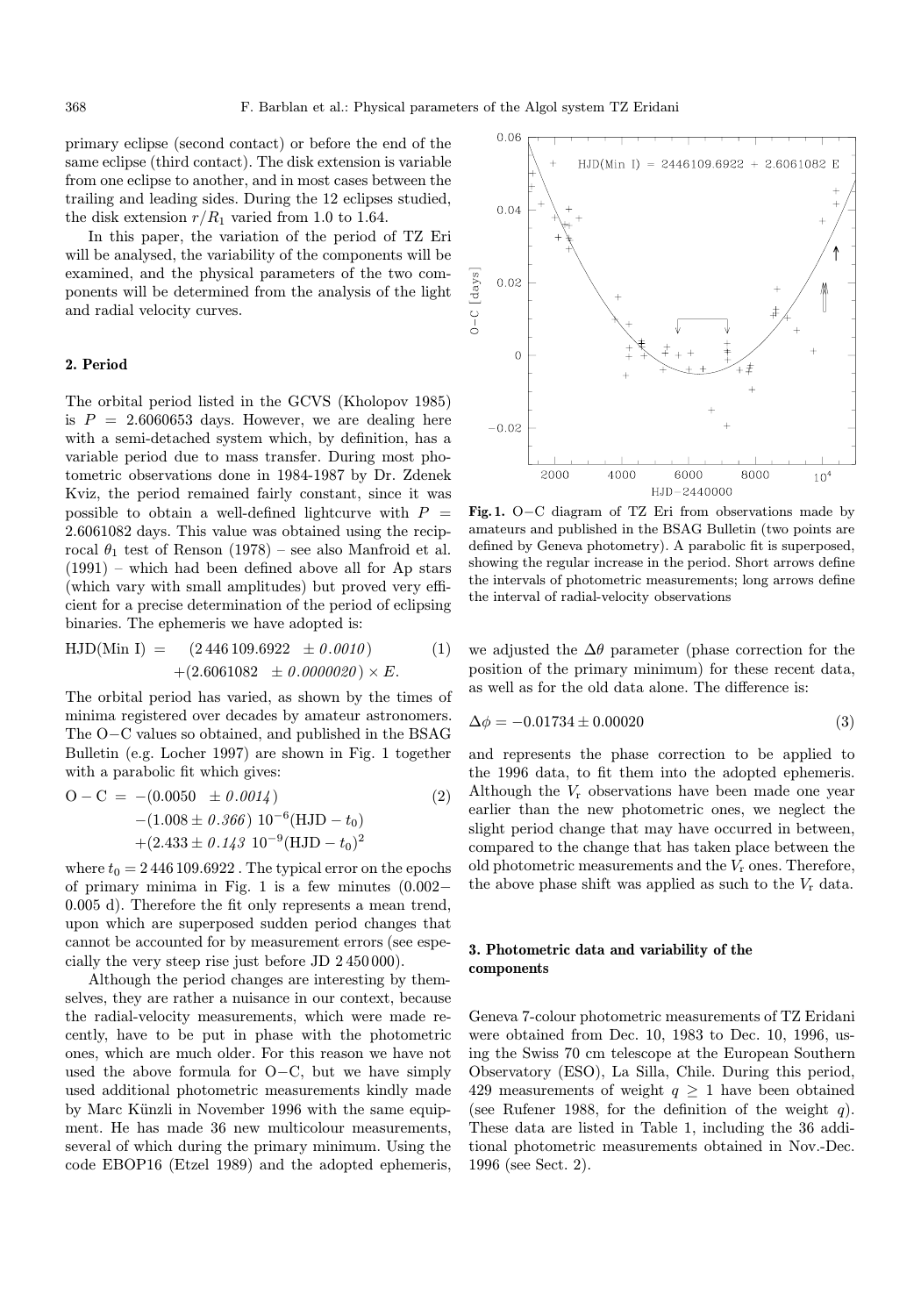primary eclipse (second contact) or before the end of the same eclipse (third contact). The disk extension is variable from one eclipse to another, and in most cases between the trailing and leading sides. During the 12 eclipses studied, the disk extension $r/R_1$ varied from 1.0 to 1.64.

In this paper, the variation of the period of TZ Eri will be analysed, the variability of the components will be examined, and the physical parameters of the two components will be determined from the analysis of the light and radial velocity curves.

## 2. Period

The orbital period listed in the GCVS (Kholopov 1985) is $P = 2.6060653$ days. However, we are dealing here with a semi-detached system which, by definition, has a variable period due to mass transfer. During most photometric observations done in 1984-1987 by Dr. Zdenek Kviz, the period remained fairly constant, since it was possible to obtain a well-defined lightcurve with $P = 2.6061082$ days. This value was obtained using the reciprocal $\theta_1$ test of Renson (1978) – see also Manfroid et al. (1991) – which had been defined above all for Ap stars (which vary with small amplitudes) but proved very efficient for a precise determination of the period of eclipsing binaries. The ephemeris we have adopted is:

$$\begin{aligned} \mathrm{HJD(Min\ I)} = \quad & (2\,446\,109.6922 \quad \pm \mathit{0.0010}) \\ & +(2.6061082 \quad \pm \mathit{0.0000020}) \times E. \end{aligned} \tag{1}$$

The orbital period has varied, as shown by the times of minima registered over decades by amateur astronomers. The O−C values so obtained, and published in the BSAG Bulletin (e.g. Locher 1997) are shown in Fig. 1 together with a parabolic fit which gives:

$$\begin{aligned} \mathrm{O-C} = & -(0.0050 \quad \pm \mathit{0.0014}) \\ & -(1.008 \pm \mathit{0.366})\ 10^{-6}(\mathrm{HJD} - t_0) \\ & +(2.433 \pm \mathit{0.143}\ 10^{-9}(\mathrm{HJD} - t_0)^2 \end{aligned} \tag{2}$$

where $t_0 = 2\,446\,109.6922$ . The typical error on the epochs of primary minima in Fig. 1 is a few minutes (0.002−0.005 d). Therefore the fit only represents a mean trend, upon which are superposed sudden period changes that cannot be accounted for by measurement errors (especially the very steep rise just before JD 2 450 000).

Although the period changes are interesting by themselves, they are rather a nuisance in our context, because the radial-velocity measurements, which were made recently, have to be put in phase with the photometric ones, which are much older. For this reason we have not used the above formula for O−C, but we have simply used additional photometric measurements kindly made by Marc Künzli in November 1996 with the same equipment. He has made 36 new multicolour measurements, several of which during the primary minimum. Using the code EBOP16 (Etzel 1989) and the adopted ephemeris, we adjusted the $\Delta\theta$ parameter (phase correction for the position of the primary minimum) for these recent data, as well as for the old data alone. The difference is:

$$\Delta\phi = -0.01734 \pm 0.00020 \tag{3}$$

and represents the phase correction to be applied to the 1996 data, to fit them into the adopted ephemeris. Although the $V_\mathrm{r}$ observations have been made one year earlier than the new photometric ones, we neglect the slight period change that may have occurred in between, compared to the change that has taken place between the old photometric measurements and the $V_\mathrm{r}$ ones. Therefore, the above phase shift was applied as such to the $V_\mathrm{r}$ data.

**Fig. 1.** O−C diagram of TZ Eri from observations made by amateurs and published in the BSAG Bulletin (two points are defined by Geneva photometry). A parabolic fit is superposed, showing the regular increase in the period. Short arrows define the intervals of photometric measurements; long arrows define the interval of radial-velocity observations

## 3. Photometric data and variability of the components

Geneva 7-colour photometric measurements of TZ Eridani were obtained from Dec. 10, 1983 to Dec. 10, 1996, using the Swiss 70 cm telescope at the European Southern Observatory (ESO), La Silla, Chile. During this period, 429 measurements of weight $q \geq 1$ have been obtained (see Rufener 1988, for the definition of the weight $q$). These data are listed in Table 1, including the 36 additional photometric measurements obtained in Nov.-Dec. 1996 (see Sect. 2).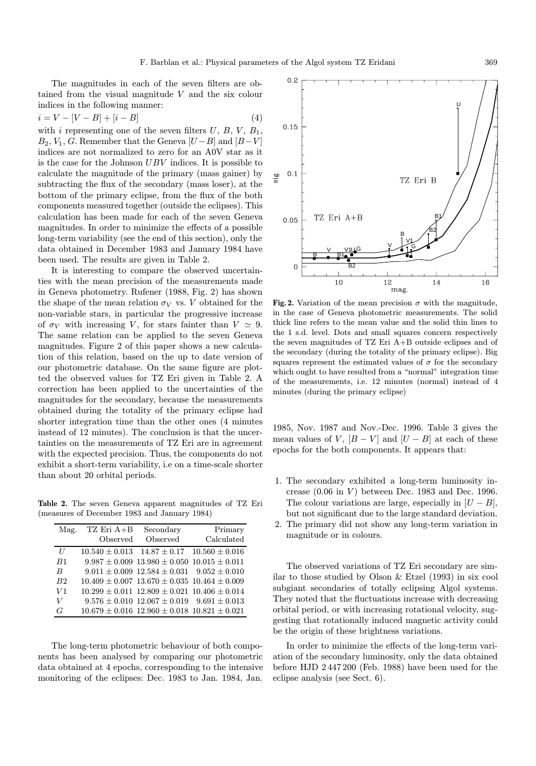The magnitudes in each of the seven filters are obtained from the visual magnitude $V$ and the six colour indices in the following manner:

$$i = V - [V - B] + [i - B] \quad (4)$$

with $i$ representing one of the seven filters $U$, $B$, $V$, $B_1$, $B_2$, $V_1$, $G$. Remember that the Geneva $[U-B]$ and $[B-V]$ indices are not normalized to zero for an A0V star as it is the case for the Johnson $UBV$ indices. It is possible to calculate the magnitude of the primary (mass gainer) by subtracting the flux of the secondary (mass loser), at the bottom of the primary eclipse, from the flux of the both components measured together (outside the eclipses). This calculation has been made for each of the seven Geneva magnitudes. In order to minimize the effects of a possible long-term variability (see the end of this section), only the data obtained in December 1983 and January 1984 have been used. The results are given in Table 2.

It is interesting to compare the observed uncertainties with the mean precision of the measurements made in Geneva photometry. Rufener (1988, Fig. 2) has shown the shape of the mean relation $\sigma_V$ vs. $V$ obtained for the non-variable stars, in particular the progressive increase of $\sigma_V$ with increasing $V$, for stars fainter than $V \simeq 9$. The same relation can be applied to the seven Geneva magnitudes. Figure 2 of this paper shows a new calculation of this relation, based on the up to date version of our photometric database. On the same figure are plotted the observed values for TZ Eri given in Table 2. A correction has been applied to the uncertainties of the magnitudes for the secondary, because the measurements obtained during the totality of the primary eclipse had shorter integration time than the other ones (4 minutes instead of 12 minutes). The conclusion is that the uncertainties on the measurements of TZ Eri are in agreement with the expected precision. Thus, the components do not exhibit a short-term variability, i.e on a time-scale shorter than about 20 orbital periods.

**Table 2.** The seven Geneva apparent magnitudes of TZ Eri (measures of December 1983 and January 1984)

| Mag. | TZ Eri A+B Observed | Secondary Observed | Primary Calculated |
|---|---|---|---|
| $U$ | $10.540 \pm 0.013$ | $14.87 \pm 0.17$ | $10.560 \pm 0.016$ |
| $B1$ | $9.987 \pm 0.009$ | $13.980 \pm 0.050$ | $10.015 \pm 0.011$ |
| $B$ | $9.011 \pm 0.009$ | $12.584 \pm 0.031$ | $9.052 \pm 0.010$ |
| $B2$ | $10.409 \pm 0.007$ | $13.670 \pm 0.035$ | $10.464 \pm 0.009$ |
| $V1$ | $10.299 \pm 0.011$ | $12.809 \pm 0.021$ | $10.406 \pm 0.014$ |
| $V$ | $9.576 \pm 0.010$ | $12.067 \pm 0.019$ | $9.691 \pm 0.013$ |
| $G$ | $10.679 \pm 0.016$ | $12.960 \pm 0.018$ | $10.821 \pm 0.021$ |

The long-term photometric behaviour of both components has been analysed by comparing our photometric data obtained at 4 epochs, corresponding to the intensive monitoring of the eclipses: Dec. 1983 to Jan. 1984, Jan. 1985, Nov. 1987 and Nov.-Dec. 1996. Table 3 gives the mean values of $V$, $[B-V]$ and $[U-B]$ at each of these epochs for the both components. It appears that:

1. The secondary exhibited a long-term luminosity increase (0.06 in $V$) between Dec. 1983 and Dec. 1996. The colour variations are large, especially in $[U-B]$, but not significant due to the large standard deviation.
2. The primary did not show any long-term variation in magnitude or in colours.

**Fig. 2.** Variation of the mean precision $\sigma$ with the magnitude, in the case of Geneva photometric measurements. The solid thick line refers to the mean value and the solid thin lines to the 1 s.d. level. Dots and small squares concern respectively the seven magnitudes of TZ Eri A+B outside eclipses and of the secondary (during the totality of the primary eclipse). Big squares represent the estimated values of $\sigma$ for the secondary which ought to have resulted from a "normal" integration time of the measurements, i.e. 12 minutes (normal) instead of 4 minutes (during the primary eclipse)

The observed variations of TZ Eri secondary are similar to those studied by Olson & Etzel (1993) in six cool subgiant secondaries of totally eclipsing Algol systems. They noted that the fluctuations increase with decreasing orbital period, or with increasing rotational velocity, suggesting that rotationally induced magnetic activity could be the origin of these brightness variations.

In order to minimize the effects of the long-term variation of the secondary luminosity, only the data obtained before HJD 2 447 200 (Feb. 1988) have been used for the eclipse analysis (see Sect. 6).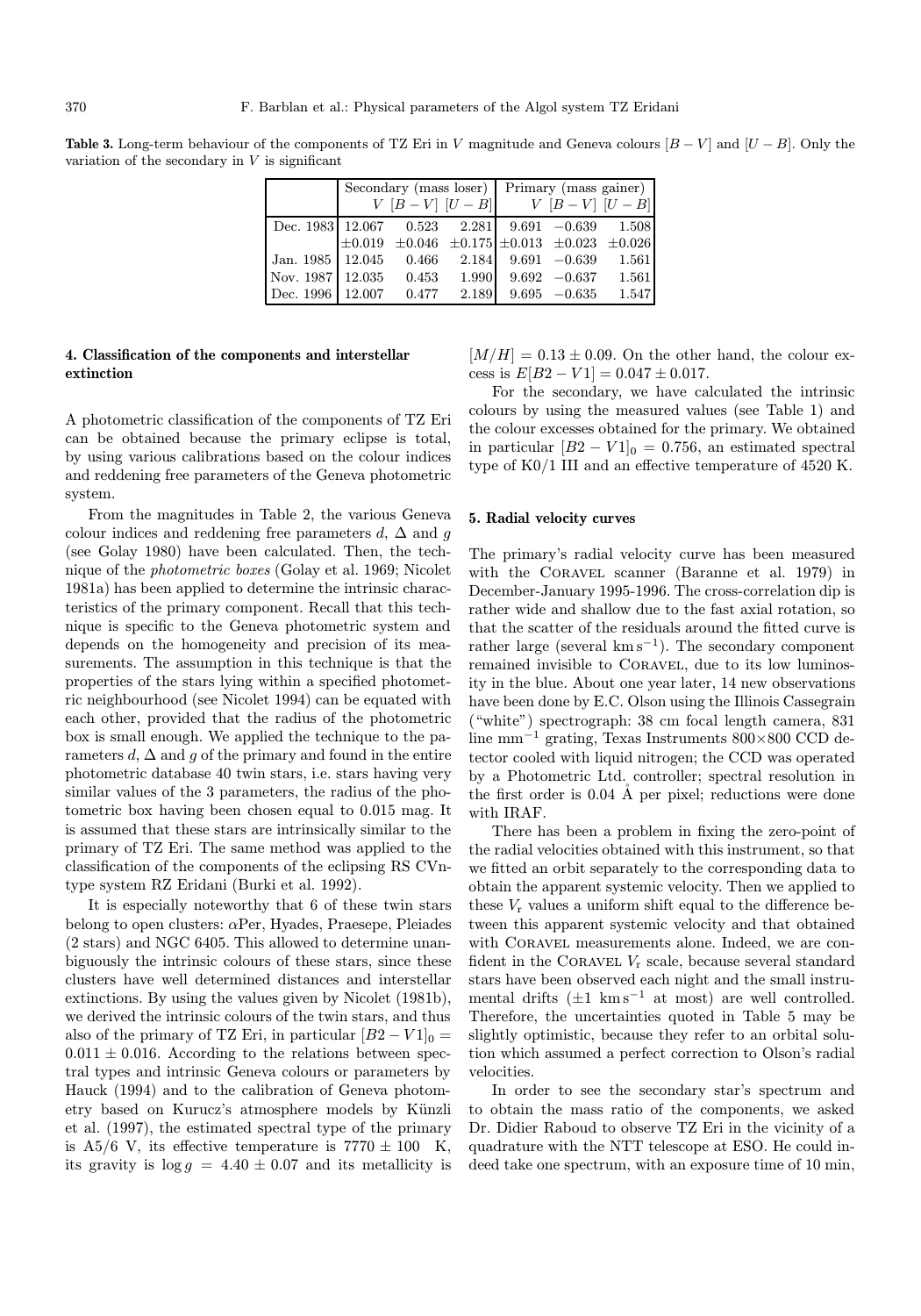**Table 3.** Long-term behaviour of the components of TZ Eri in $V$ magnitude and Geneva colours $[B-V]$ and $[U-B]$. Only the variation of the secondary in $V$ is significant

| | Secondary (mass loser) | | | Primary (mass gainer) | | |
|---|---|---|---|---|---|---|
| | $V$ | $[B-V]$ | $[U-B]$ | $V$ | $[B-V]$ | $[U-B]$ |
| Dec. 1983 | 12.067 | 0.523 | 2.281 | 9.691 | $-0.639$ | 1.508 |
| | $\pm 0.019$ | $\pm 0.046$ | $\pm 0.175$ | $\pm 0.013$ | $\pm 0.023$ | $\pm 0.026$ |
| Jan. 1985 | 12.045 | 0.466 | 2.184 | 9.691 | $-0.639$ | 1.561 |
| Nov. 1987 | 12.035 | 0.453 | 1.990 | 9.692 | $-0.637$ | 1.561 |
| Dec. 1996 | 12.007 | 0.477 | 2.189 | 9.695 | $-0.635$ | 1.547 |

## 4. Classification of the components and interstellar extinction

A photometric classification of the components of TZ Eri can be obtained because the primary eclipse is total, by using various calibrations based on the colour indices and reddening free parameters of the Geneva photometric system.

From the magnitudes in Table 2, the various Geneva colour indices and reddening free parameters $d$, $\Delta$ and $g$ (see Golay 1980) have been calculated. Then, the technique of the *photometric boxes* (Golay et al. 1969; Nicolet 1981a) has been applied to determine the intrinsic characteristics of the primary component. Recall that this technique is specific to the Geneva photometric system and depends on the homogeneity and precision of its measurements. The assumption in this technique is that the properties of the stars lying within a specified photometric neighbourhood (see Nicolet 1994) can be equated with each other, provided that the radius of the photometric box is small enough. We applied the technique to the parameters $d$, $\Delta$ and $g$ of the primary and found in the entire photometric database 40 twin stars, i.e. stars having very similar values of the 3 parameters, the radius of the photometric box having been chosen equal to 0.015 mag. It is assumed that these stars are intrinsically similar to the primary of TZ Eri. The same method was applied to the classification of the components of the eclipsing RS CVn-type system RZ Eridani (Burki et al. 1992).

It is especially noteworthy that 6 of these twin stars belong to open clusters: $\alpha$Per, Hyades, Praesepe, Pleiades (2 stars) and NGC 6405. This allowed to determine unambiguously the intrinsic colours of these stars, since these clusters have well determined distances and interstellar extinctions. By using the values given by Nicolet (1981b), we derived the intrinsic colours of the twin stars, and thus also of the primary of TZ Eri, in particular $[B2-V1]_0 = 0.011 \pm 0.016$. According to the relations between spectral types and intrinsic Geneva colours or parameters by Hauck (1994) and to the calibration of Geneva photometry based on Kurucz's atmosphere models by Künzli et al. (1997), the estimated spectral type of the primary is A5/6 V, its effective temperature is $7770 \pm 100$ K, its gravity is $\log g = 4.40 \pm 0.07$ and its metallicity is $[M/H] = 0.13 \pm 0.09$. On the other hand, the colour excess is $E[B2-V1] = 0.047 \pm 0.017$.

For the secondary, we have calculated the intrinsic colours by using the measured values (see Table 1) and the colour excesses obtained for the primary. We obtained in particular $[B2-V1]_0 = 0.756$, an estimated spectral type of K0/1 III and an effective temperature of 4520 K.

## 5. Radial velocity curves

The primary's radial velocity curve has been measured with the CORAVEL scanner (Baranne et al. 1979) in December-January 1995-1996. The cross-correlation dip is rather wide and shallow due to the fast axial rotation, so that the scatter of the residuals around the fitted curve is rather large (several $\mathrm{km\,s^{-1}}$). The secondary component remained invisible to CORAVEL, due to its low luminosity in the blue. About one year later, 14 new observations have been done by E.C. Olson using the Illinois Cassegrain ("white") spectrograph: 38 cm focal length camera, 831 line $\mathrm{mm^{-1}}$ grating, Texas Instruments 800×800 CCD detector cooled with liquid nitrogen; the CCD was operated by a Photometric Ltd. controller; spectral resolution in the first order is 0.04 Å per pixel; reductions were done with IRAF.

There has been a problem in fixing the zero-point of the radial velocities obtained with this instrument, so that we fitted an orbit separately to the corresponding data to obtain the apparent systemic velocity. Then we applied to these $V_\mathrm{r}$ values a uniform shift equal to the difference between this apparent systemic velocity and that obtained with CORAVEL measurements alone. Indeed, we are confident in the CORAVEL $V_\mathrm{r}$ scale, because several standard stars have been observed each night and the small instrumental drifts ($\pm 1$ $\mathrm{km\,s^{-1}}$ at most) are well controlled. Therefore, the uncertainties quoted in Table 5 may be slightly optimistic, because they refer to an orbital solution which assumed a perfect correction to Olson's radial velocities.

In order to see the secondary star's spectrum and to obtain the mass ratio of the components, we asked Dr. Didier Raboud to observe TZ Eri in the vicinity of a quadrature with the NTT telescope at ESO. He could indeed take one spectrum, with an exposure time of 10 min,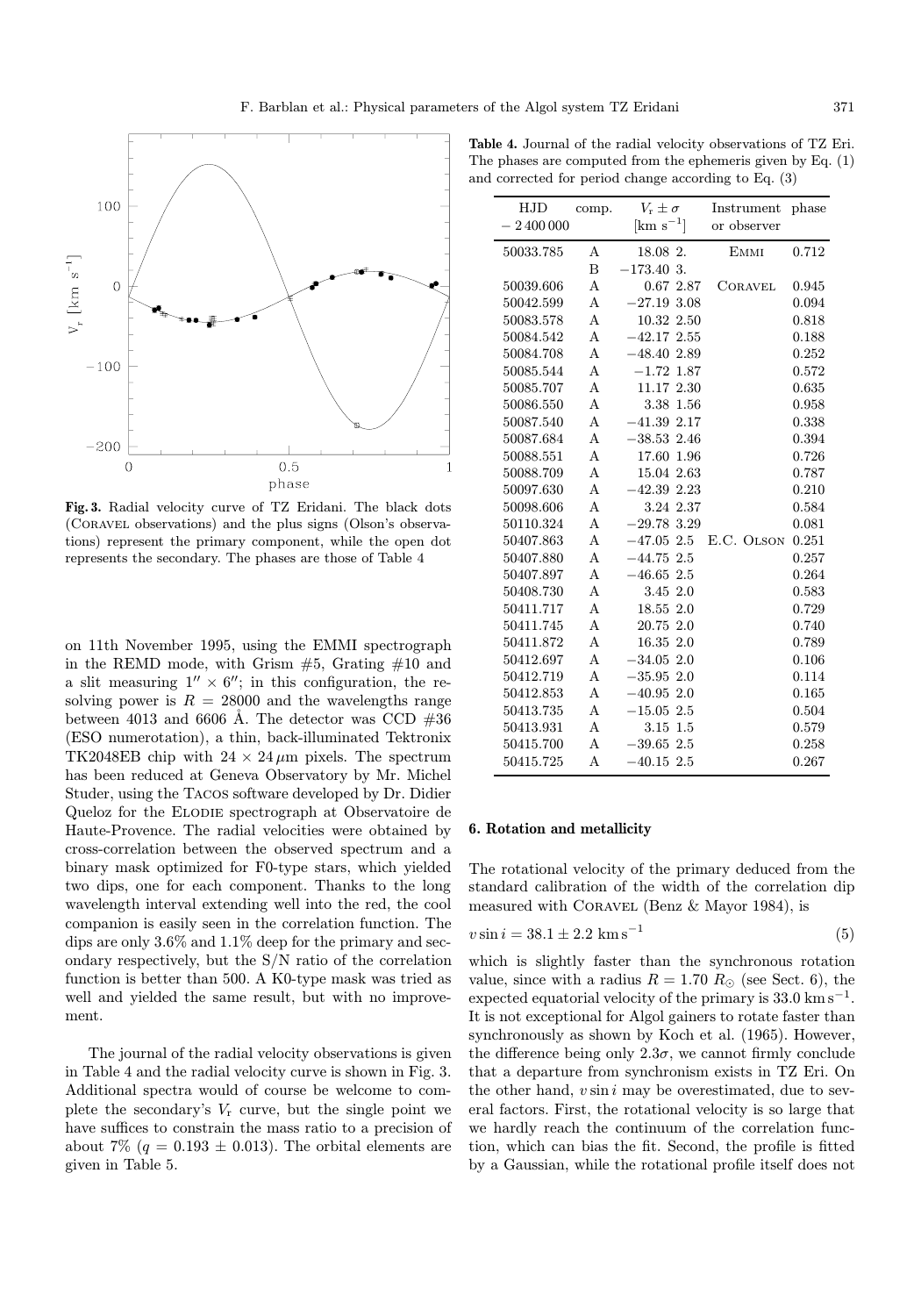**Fig. 3.** Radial velocity curve of TZ Eridani. The black dots (CORAVEL observations) and the plus signs (Olson's observations) represent the primary component, while the open dot represents the secondary. The phases are those of Table 4

on 11th November 1995, using the EMMI spectrograph in the REMD mode, with Grism #5, Grating #10 and a slit measuring $1'' \times 6''$; in this configuration, the resolving power is $R = 28000$ and the wavelengths range between 4013 and 6606 Å. The detector was CCD #36 (ESO numerotation), a thin, back-illuminated Tektronix TK2048EB chip with $24 \times 24\,\mu$m pixels. The spectrum has been reduced at Geneva Observatory by Mr. Michel Studer, using the TACOS software developed by Dr. Didier Queloz for the ELODIE spectrograph at Observatoire de Haute-Provence. The radial velocities were obtained by cross-correlation between the observed spectrum and a binary mask optimized for F0-type stars, which yielded two dips, one for each component. Thanks to the long wavelength interval extending well into the red, the cool companion is easily seen in the correlation function. The dips are only 3.6% and 1.1% deep for the primary and secondary respectively, but the S/N ratio of the correlation function is better than 500. A K0-type mask was tried as well and yielded the same result, but with no improvement.

The journal of the radial velocity observations is given in Table 4 and the radial velocity curve is shown in Fig. 3. Additional spectra would of course be welcome to complete the secondary's $V_{\rm r}$ curve, but the single point we have suffices to constrain the mass ratio to a precision of about 7% ($q = 0.193 \pm 0.013$). The orbital elements are given in Table 5.

**Table 4.** Journal of the radial velocity observations of TZ Eri. The phases are computed from the ephemeris given by Eq. (1) and corrected for period change according to Eq. (3)

| HJD $-$ 2 400 000 | comp. | $V_{\rm r} \pm \sigma$ [km s$^{-1}$] | Instrument or observer | phase |
|---|---|---|---|---|
| 50033.785 | A | 18.08 2. | EMMI | 0.712 |
| | B | $-173.40$ 3. | | |
| 50039.606 | A | 0.67 2.87 | CORAVEL | 0.945 |
| 50042.599 | A | $-27.19$ 3.08 | | 0.094 |
| 50083.578 | A | 10.32 2.50 | | 0.818 |
| 50084.542 | A | $-42.17$ 2.55 | | 0.188 |
| 50084.708 | A | $-48.40$ 2.89 | | 0.252 |
| 50085.544 | A | $-1.72$ 1.87 | | 0.572 |
| 50085.707 | A | 11.17 2.30 | | 0.635 |
| 50086.550 | A | 3.38 1.56 | | 0.958 |
| 50087.540 | A | $-41.39$ 2.17 | | 0.338 |
| 50087.684 | A | $-38.53$ 2.46 | | 0.394 |
| 50088.551 | A | 17.60 1.96 | | 0.726 |
| 50088.709 | A | 15.04 2.63 | | 0.787 |
| 50097.630 | A | $-42.39$ 2.23 | | 0.210 |
| 50098.606 | A | 3.24 2.37 | | 0.584 |
| 50110.324 | A | $-29.78$ 3.29 | | 0.081 |
| 50407.863 | A | $-47.05$ 2.5 | E.C. OLSON | 0.251 |
| 50407.880 | A | $-44.75$ 2.5 | | 0.257 |
| 50407.897 | A | $-46.65$ 2.5 | | 0.264 |
| 50408.730 | A | 3.45 2.0 | | 0.583 |
| 50411.717 | A | 18.55 2.0 | | 0.729 |
| 50411.745 | A | 20.75 2.0 | | 0.740 |
| 50411.872 | A | 16.35 2.0 | | 0.789 |
| 50412.697 | A | $-34.05$ 2.0 | | 0.106 |
| 50412.719 | A | $-35.95$ 2.0 | | 0.114 |
| 50412.853 | A | $-40.95$ 2.0 | | 0.165 |
| 50413.735 | A | $-15.05$ 2.5 | | 0.504 |
| 50413.931 | A | 3.15 1.5 | | 0.579 |
| 50415.700 | A | $-39.65$ 2.5 | | 0.258 |
| 50415.725 | A | $-40.15$ 2.5 | | 0.267 |

## 6. Rotation and metallicity

The rotational velocity of the primary deduced from the standard calibration of the width of the correlation dip measured with CORAVEL (Benz & Mayor 1984), is

$$v \sin i = 38.1 \pm 2.2 \text{ km s}^{-1} \tag{5}$$

which is slightly faster than the synchronous rotation value, since with a radius $R = 1.70\ R_\odot$ (see Sect. 6), the expected equatorial velocity of the primary is 33.0 km s$^{-1}$. It is not exceptional for Algol gainers to rotate faster than synchronously as shown by Koch et al. (1965). However, the difference being only $2.3\sigma$, we cannot firmly conclude that a departure from synchronism exists in TZ Eri. On the other hand, $v \sin i$ may be overestimated, due to several factors. First, the rotational velocity is so large that we hardly reach the continuum of the correlation function, which can bias the fit. Second, the profile is fitted by a Gaussian, while the rotational profile itself does not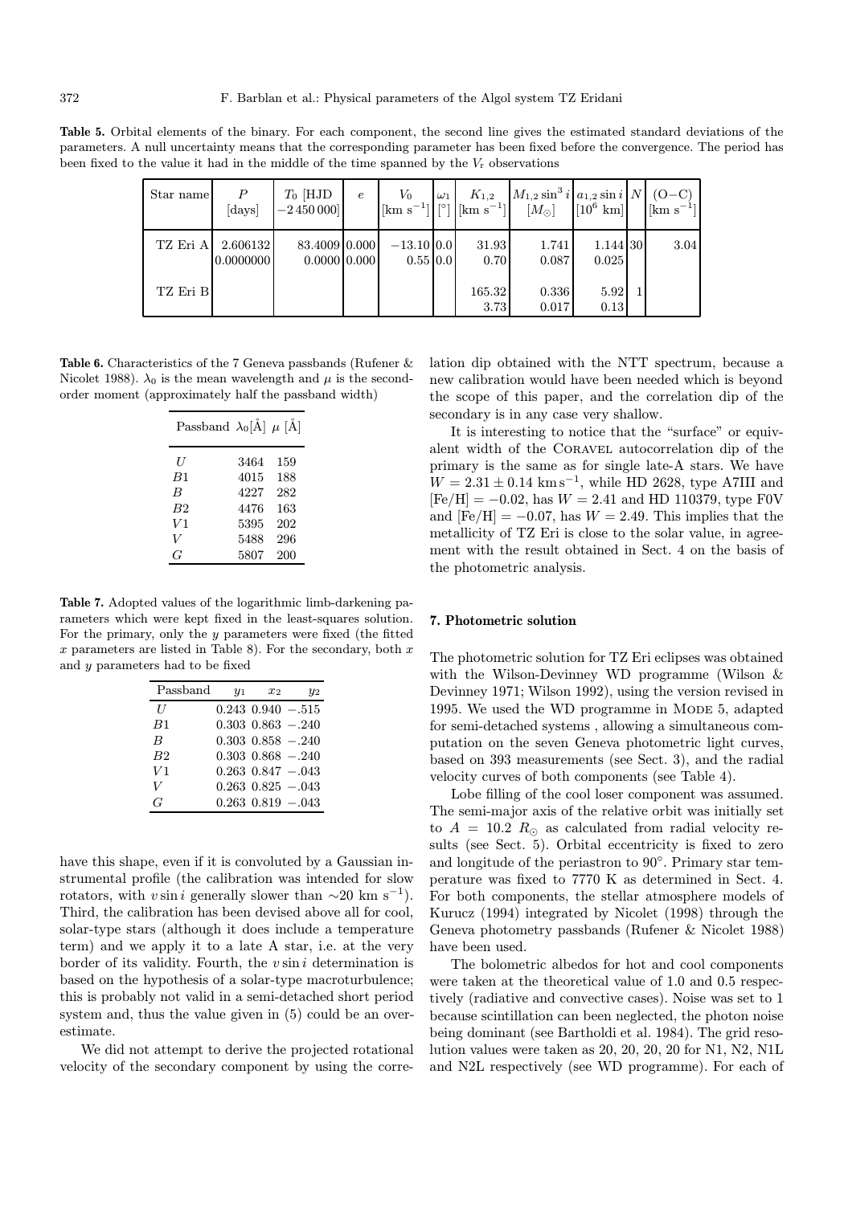**Table 5.** Orbital elements of the binary. For each component, the second line gives the estimated standard deviations of the parameters. A null uncertainty means that the corresponding parameter has been fixed before the convergence. The period has been fixed to the value it had in the middle of the time spanned by the $V_r$ observations

| Star name | $P$ [days] | $T_0$ [HJD $-2\,450\,000$] | $e$ | $V_0$ [km s$^{-1}$] | $\omega_1$ [°] | $K_{1,2}$ [km s$^{-1}$] | $M_{1,2}\sin^3 i$ [$M_\odot$] | $a_{1,2}\sin i$ [$10^6$ km] | $N$ | (O−C) [km s$^{-1}$] |
|---|---|---|---|---|---|---|---|---|---|---|
| TZ Eri A | 2.606132 | 83.4009 | 0.000 | $-13.10$ | 0.0 | 31.93 | 1.741 | 1.144 | 30 | 3.04 |
| | 0.0000000 | 0.0000 | 0.000 | 0.55 | 0.0 | 0.70 | 0.087 | 0.025 | | |
| TZ Eri B | | | | | | 165.32 | 0.336 | 5.92 | 1 | |
| | | | | | | 3.73 | 0.017 | 0.13 | | |

**Table 6.** Characteristics of the 7 Geneva passbands (Rufener & Nicolet 1988). $\lambda_0$ is the mean wavelength and $\mu$ is the second-order moment (approximately half the passband width)

| Passband | $\lambda_0$[Å] | $\mu$ [Å] |
|---|---|---|
| $U$ | 3464 | 159 |
| $B1$ | 4015 | 188 |
| $B$ | 4227 | 282 |
| $B2$ | 4476 | 163 |
| $V1$ | 5395 | 202 |
| $V$ | 5488 | 296 |
| $G$ | 5807 | 200 |

**Table 7.** Adopted values of the logarithmic limb-darkening parameters which were kept fixed in the least-squares solution. For the primary, only the $y$ parameters were fixed (the fitted $x$ parameters are listed in Table 8). For the secondary, both $x$ and $y$ parameters had to be fixed

| Passband | $y_1$ | $x_2$ | $y_2$ |
|---|---|---|---|
| $U$ | 0.243 | 0.940 | $-.515$ |
| $B1$ | 0.303 | 0.863 | $-.240$ |
| $B$ | 0.303 | 0.858 | $-.240$ |
| $B2$ | 0.303 | 0.868 | $-.240$ |
| $V1$ | 0.263 | 0.847 | $-.043$ |
| $V$ | 0.263 | 0.825 | $-.043$ |
| $G$ | 0.263 | 0.819 | $-.043$ |

have this shape, even if it is convoluted by a Gaussian instrumental profile (the calibration was intended for slow rotators, with $v\sin i$ generally slower than $\sim$20 km s$^{-1}$). Third, the calibration has been devised above all for cool, solar-type stars (although it does include a temperature term) and we apply it to a late A star, i.e. at the very border of its validity. Fourth, the $v\sin i$ determination is based on the hypothesis of a solar-type macroturbulence; this is probably not valid in a semi-detached short period system and, thus the value given in (5) could be an overestimate.

We did not attempt to derive the projected rotational velocity of the secondary component by using the correlation dip obtained with the NTT spectrum, because a new calibration would have been needed which is beyond the scope of this paper, and the correlation dip of the secondary is in any case very shallow.

It is interesting to notice that the "surface" or equivalent width of the Coravel autocorrelation dip of the primary is the same as for single late-A stars. We have $W = 2.31 \pm 0.14$ km s$^{-1}$, while HD 2628, type A7III and [Fe/H] $= -0.02$, has $W = 2.41$ and HD 110379, type F0V and [Fe/H] $= -0.07$, has $W = 2.49$. This implies that the metallicity of TZ Eri is close to the solar value, in agreement with the result obtained in Sect. 4 on the basis of the photometric analysis.

## 7. Photometric solution

The photometric solution for TZ Eri eclipses was obtained with the Wilson-Devinney WD programme (Wilson & Devinney 1971; Wilson 1992), using the version revised in 1995. We used the WD programme in Mode 5, adapted for semi-detached systems , allowing a simultaneous computation on the seven Geneva photometric light curves, based on 393 measurements (see Sect. 3), and the radial velocity curves of both components (see Table 4).

Lobe filling of the cool loser component was assumed. The semi-major axis of the relative orbit was initially set to $A = 10.2\ R_\odot$ as calculated from radial velocity results (see Sect. 5). Orbital eccentricity is fixed to zero and longitude of the periastron to 90°. Primary star temperature was fixed to 7770 K as determined in Sect. 4. For both components, the stellar atmosphere models of Kurucz (1994) integrated by Nicolet (1998) through the Geneva photometry passbands (Rufener & Nicolet 1988) have been used.

The bolometric albedos for hot and cool components were taken at the theoretical value of 1.0 and 0.5 respectively (radiative and convective cases). Noise was set to 1 because scintillation can been neglected, the photon noise being dominant (see Bartholdi et al. 1984). The grid resolution values were taken as 20, 20, 20, 20 for N1, N2, N1L and N2L respectively (see WD programme). For each of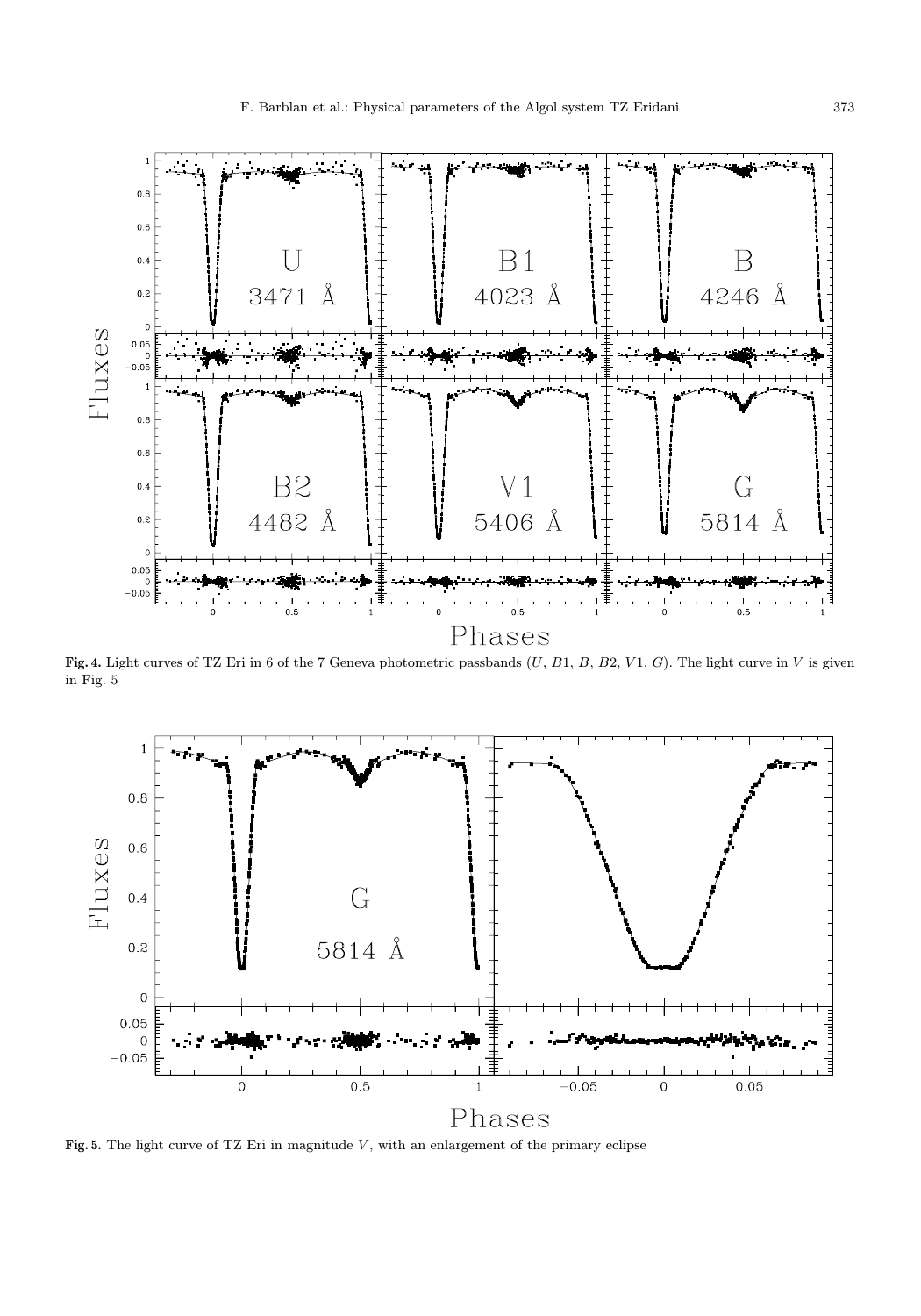**Fig. 4.** Light curves of TZ Eri in 6 of the 7 Geneva photometric passbands ($U$, $B1$, $B$, $B2$, $V1$, $G$). The light curve in $V$ is given in Fig. 5

**Fig. 5.** The light curve of TZ Eri in magnitude $V$, with an enlargement of the primary eclipse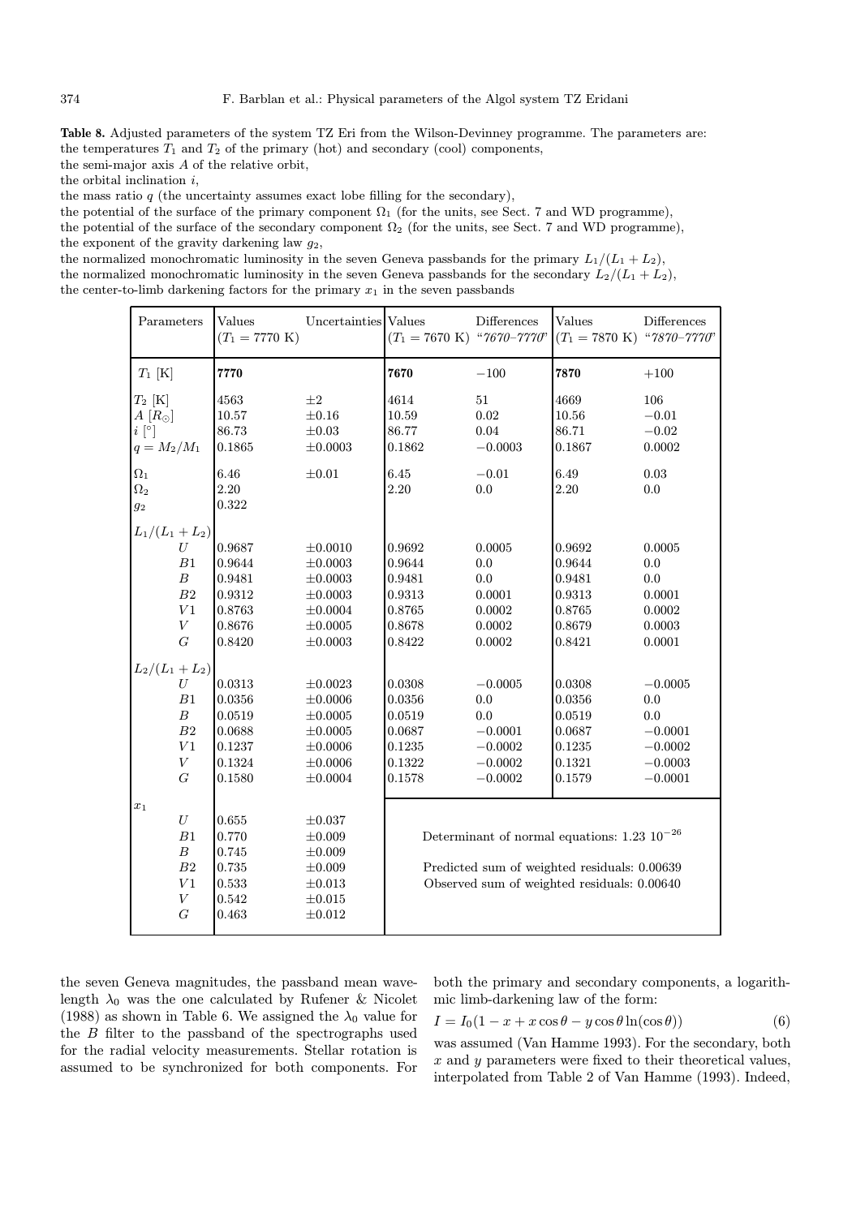**Table 8.** Adjusted parameters of the system TZ Eri from the Wilson-Devinney programme. The parameters are:
the temperatures $T_1$ and $T_2$ of the primary (hot) and secondary (cool) components,
the semi-major axis $A$ of the relative orbit,
the orbital inclination $i$,
the mass ratio $q$ (the uncertainty assumes exact lobe filling for the secondary),
the potential of the surface of the primary component $\Omega_1$ (for the units, see Sect. 7 and WD programme),
the potential of the surface of the secondary component $\Omega_2$ (for the units, see Sect. 7 and WD programme),
the exponent of the gravity darkening law $g_2$,
the normalized monochromatic luminosity in the seven Geneva passbands for the primary $L_1/(L_1 + L_2)$,
the normalized monochromatic luminosity in the seven Geneva passbands for the secondary $L_2/(L_1 + L_2)$,
the center-to-limb darkening factors for the primary $x_1$ in the seven passbands

| Parameters | Values ($T_1 = 7770$ K) | Uncertainties | Values ($T_1 = 7670$ K) | Differences "7670–7770" | Values ($T_1 = 7870$ K) | Differences "7870–7770" |
|---|---|---|---|---|---|---|
| $T_1$ [K] | **7770** | | **7670** | −100 | **7870** | +100 |
| $T_2$ [K] | 4563 | ±2 | 4614 | 51 | 4669 | 106 |
| $A$ [$R_\odot$] | 10.57 | ±0.16 | 10.59 | 0.02 | 10.56 | −0.01 |
| $i$ [°] | 86.73 | ±0.03 | 86.77 | 0.04 | 86.71 | −0.02 |
| $q = M_2/M_1$ | 0.1865 | ±0.0003 | 0.1862 | −0.0003 | 0.1867 | 0.0002 |
| $\Omega_1$ | 6.46 | ±0.01 | 6.45 | −0.01 | 6.49 | 0.03 |
| $\Omega_2$ | 2.20 | | 2.20 | 0.0 | 2.20 | 0.0 |
| $g_2$ | 0.322 | | | | | |
| $L_1/(L_1 + L_2)$ | | | | | | |
| $U$ | 0.9687 | ±0.0010 | 0.9692 | 0.0005 | 0.9692 | 0.0005 |
| $B1$ | 0.9644 | ±0.0003 | 0.9644 | 0.0 | 0.9644 | 0.0 |
| $B$ | 0.9481 | ±0.0003 | 0.9481 | 0.0 | 0.9481 | 0.0 |
| $B2$ | 0.9312 | ±0.0003 | 0.9313 | 0.0001 | 0.9313 | 0.0001 |
| $V1$ | 0.8763 | ±0.0004 | 0.8765 | 0.0002 | 0.8765 | 0.0002 |
| $V$ | 0.8676 | ±0.0005 | 0.8678 | 0.0002 | 0.8679 | 0.0003 |
| $G$ | 0.8420 | ±0.0003 | 0.8422 | 0.0002 | 0.8421 | 0.0001 |
| $L_2/(L_1 + L_2)$ | | | | | | |
| $U$ | 0.0313 | ±0.0023 | 0.0308 | −0.0005 | 0.0308 | −0.0005 |
| $B1$ | 0.0356 | ±0.0006 | 0.0356 | 0.0 | 0.0356 | 0.0 |
| $B$ | 0.0519 | ±0.0005 | 0.0519 | 0.0 | 0.0519 | 0.0 |
| $B2$ | 0.0688 | ±0.0005 | 0.0687 | −0.0001 | 0.0687 | −0.0001 |
| $V1$ | 0.1237 | ±0.0006 | 0.1235 | −0.0002 | 0.1235 | −0.0002 |
| $V$ | 0.1324 | ±0.0006 | 0.1322 | −0.0002 | 0.1321 | −0.0003 |
| $G$ | 0.1580 | ±0.0004 | 0.1578 | −0.0002 | 0.1579 | −0.0001 |
| $x_1$ | | | | | | |
| $U$ | 0.655 | ±0.037 | | | | |
| $B1$ | 0.770 | ±0.009 | Determinant of normal equations: $1.23\ 10^{-26}$ | | | |
| $B$ | 0.745 | ±0.009 | | | | |
| $B2$ | 0.735 | ±0.009 | Predicted sum of weighted residuals: 0.00639 | | | |
| $V1$ | 0.533 | ±0.013 | Observed sum of weighted residuals: 0.00640 | | | |
| $V$ | 0.542 | ±0.015 | | | | |
| $G$ | 0.463 | ±0.012 | | | | |

the seven Geneva magnitudes, the passband mean wavelength $\lambda_0$ was the one calculated by Rufener & Nicolet (1988) as shown in Table 6. We assigned the $\lambda_0$ value for the $B$ filter to the passband of the spectrographs used for the radial velocity measurements. Stellar rotation is assumed to be synchronized for both components. For both the primary and secondary components, a logarithmic limb-darkening law of the form:

$$I = I_0(1 - x + x\cos\theta - y\cos\theta\ln(\cos\theta)) \tag{6}$$

was assumed (Van Hamme 1993). For the secondary, both $x$ and $y$ parameters were fixed to their theoretical values, interpolated from Table 2 of Van Hamme (1993). Indeed,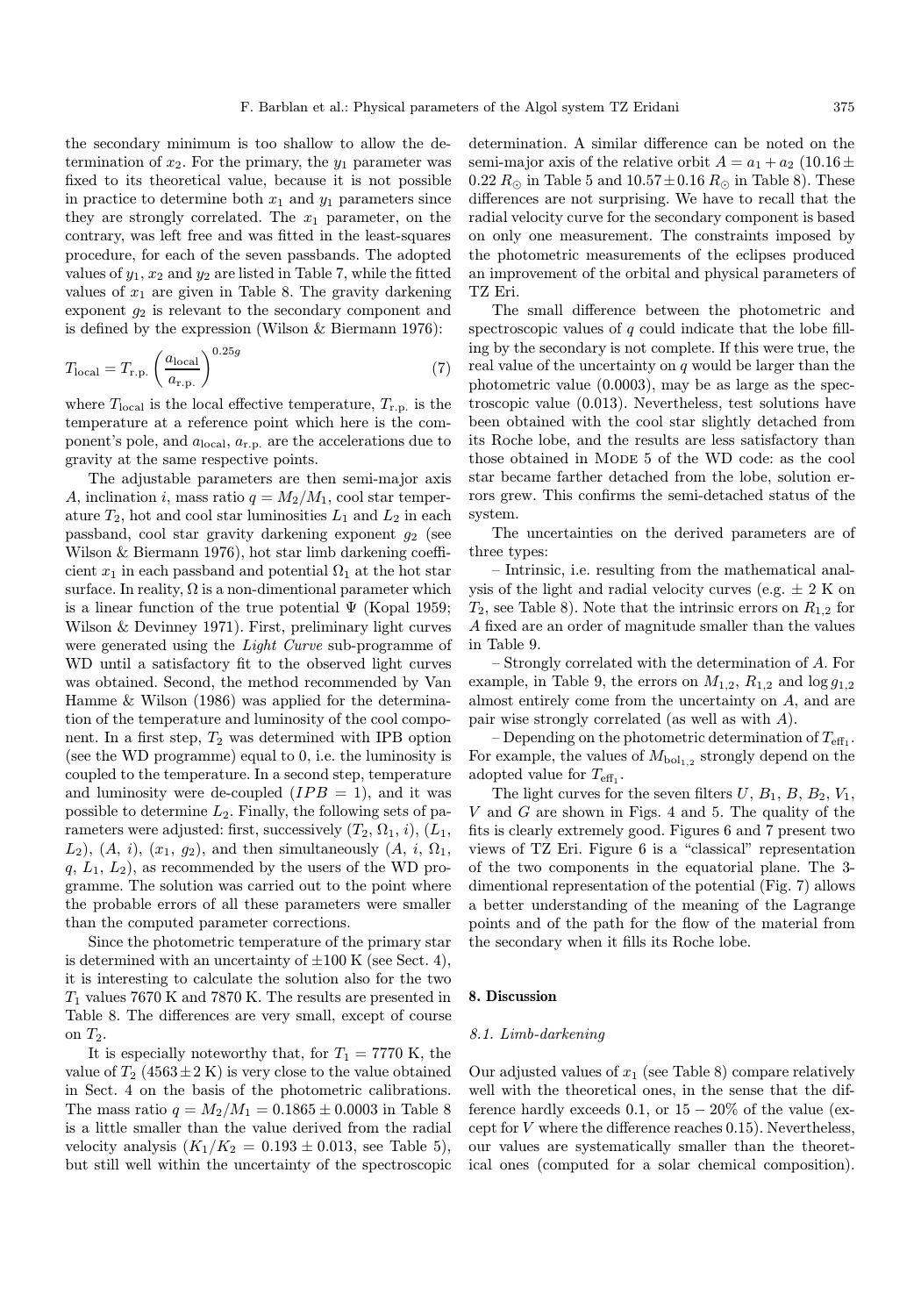the secondary minimum is too shallow to allow the determination of $x_2$. For the primary, the $y_1$ parameter was fixed to its theoretical value, because it is not possible in practice to determine both $x_1$ and $y_1$ parameters since they are strongly correlated. The $x_1$ parameter, on the contrary, was left free and was fitted in the least-squares procedure, for each of the seven passbands. The adopted values of $y_1$, $x_2$ and $y_2$ are listed in Table 7, while the fitted values of $x_1$ are given in Table 8. The gravity darkening exponent $g_2$ is relevant to the secondary component and is defined by the expression (Wilson & Biermann 1976):

$$T_{\rm local} = T_{\rm r.p.} \left( \frac{a_{\rm local}}{a_{\rm r.p.}} \right)^{0.25g} \tag{7}$$

where $T_{\rm local}$ is the local effective temperature, $T_{\rm r.p.}$ is the temperature at a reference point which here is the component's pole, and $a_{\rm local}$, $a_{\rm r.p.}$ are the accelerations due to gravity at the same respective points.

The adjustable parameters are then semi-major axis $A$, inclination $i$, mass ratio $q = M_2/M_1$, cool star temperature $T_2$, hot and cool star luminosities $L_1$ and $L_2$ in each passband, cool star gravity darkening exponent $g_2$ (see Wilson & Biermann 1976), hot star limb darkening coefficient $x_1$ in each passband and potential $\Omega_1$ at the hot star surface. In reality, $\Omega$ is a non-dimentional parameter which is a linear function of the true potential $\Psi$ (Kopal 1959; Wilson & Devinney 1971). First, preliminary light curves were generated using the *Light Curve* sub-programme of WD until a satisfactory fit to the observed light curves was obtained. Second, the method recommended by Van Hamme & Wilson (1986) was applied for the determination of the temperature and luminosity of the cool component. In a first step, $T_2$ was determined with IPB option (see the WD programme) equal to 0, i.e. the luminosity is coupled to the temperature. In a second step, temperature and luminosity were de-coupled ($IPB = 1$), and it was possible to determine $L_2$. Finally, the following sets of parameters were adjusted: first, successively ($T_2$, $\Omega_1$, $i$), ($L_1$, $L_2$), ($A$, $i$), ($x_1$, $g_2$), and then simultaneously ($A$, $i$, $\Omega_1$, $q$, $L_1$, $L_2$), as recommended by the users of the WD programme. The solution was carried out to the point where the probable errors of all these parameters were smaller than the computed parameter corrections.

Since the photometric temperature of the primary star is determined with an uncertainty of $\pm 100$ K (see Sect. 4), it is interesting to calculate the solution also for the two $T_1$ values 7670 K and 7870 K. The results are presented in Table 8. The differences are very small, except of course on $T_2$.

It is especially noteworthy that, for $T_1 = 7770$ K, the value of $T_2$ ($4563 \pm 2$ K) is very close to the value obtained in Sect. 4 on the basis of the photometric calibrations. The mass ratio $q = M_2/M_1 = 0.1865 \pm 0.0003$ in Table 8 is a little smaller than the value derived from the radial velocity analysis ($K_1/K_2 = 0.193 \pm 0.013$, see Table 5), but still well within the uncertainty of the spectroscopic determination. A similar difference can be noted on the semi-major axis of the relative orbit $A = a_1 + a_2$ ($10.16 \pm 0.22\ R_\odot$ in Table 5 and $10.57 \pm 0.16\ R_\odot$ in Table 8). These differences are not surprising. We have to recall that the radial velocity curve for the secondary component is based on only one measurement. The constraints imposed by the photometric measurements of the eclipses produced an improvement of the orbital and physical parameters of TZ Eri.

The small difference between the photometric and spectroscopic values of $q$ could indicate that the lobe filling by the secondary is not complete. If this were true, the real value of the uncertainty on $q$ would be larger than the photometric value (0.0003), may be as large as the spectroscopic value (0.013). Nevertheless, test solutions have been obtained with the cool star slightly detached from its Roche lobe, and the results are less satisfactory than those obtained in Mode 5 of the WD code: as the cool star became farther detached from the lobe, solution errors grew. This confirms the semi-detached status of the system.

The uncertainties on the derived parameters are of three types:

– Intrinsic, i.e. resulting from the mathematical analysis of the light and radial velocity curves (e.g. $\pm$ 2 K on $T_2$, see Table 8). Note that the intrinsic errors on $R_{1,2}$ for $A$ fixed are an order of magnitude smaller than the values in Table 9.

– Strongly correlated with the determination of $A$. For example, in Table 9, the errors on $M_{1,2}$, $R_{1,2}$ and $\log g_{1,2}$ almost entirely come from the uncertainty on $A$, and are pair wise strongly correlated (as well as with $A$).

– Depending on the photometric determination of $T_{\rm eff_1}$. For example, the values of $M_{\rm bol_{1,2}}$ strongly depend on the adopted value for $T_{\rm eff_1}$.

The light curves for the seven filters $U$, $B_1$, $B$, $B_2$, $V_1$, $V$ and $G$ are shown in Figs. 4 and 5. The quality of the fits is clearly extremely good. Figures 6 and 7 present two views of TZ Eri. Figure 6 is a "classical" representation of the two components in the equatorial plane. The 3-dimentional representation of the potential (Fig. 7) allows a better understanding of the meaning of the Lagrange points and of the path for the flow of the material from the secondary when it fills its Roche lobe.

## 8. Discussion

### 8.1. Limb-darkening

Our adjusted values of $x_1$ (see Table 8) compare relatively well with the theoretical ones, in the sense that the difference hardly exceeds 0.1, or $15 - 20\%$ of the value (except for $V$ where the difference reaches 0.15). Nevertheless, our values are systematically smaller than the theoretical ones (computed for a solar chemical composition).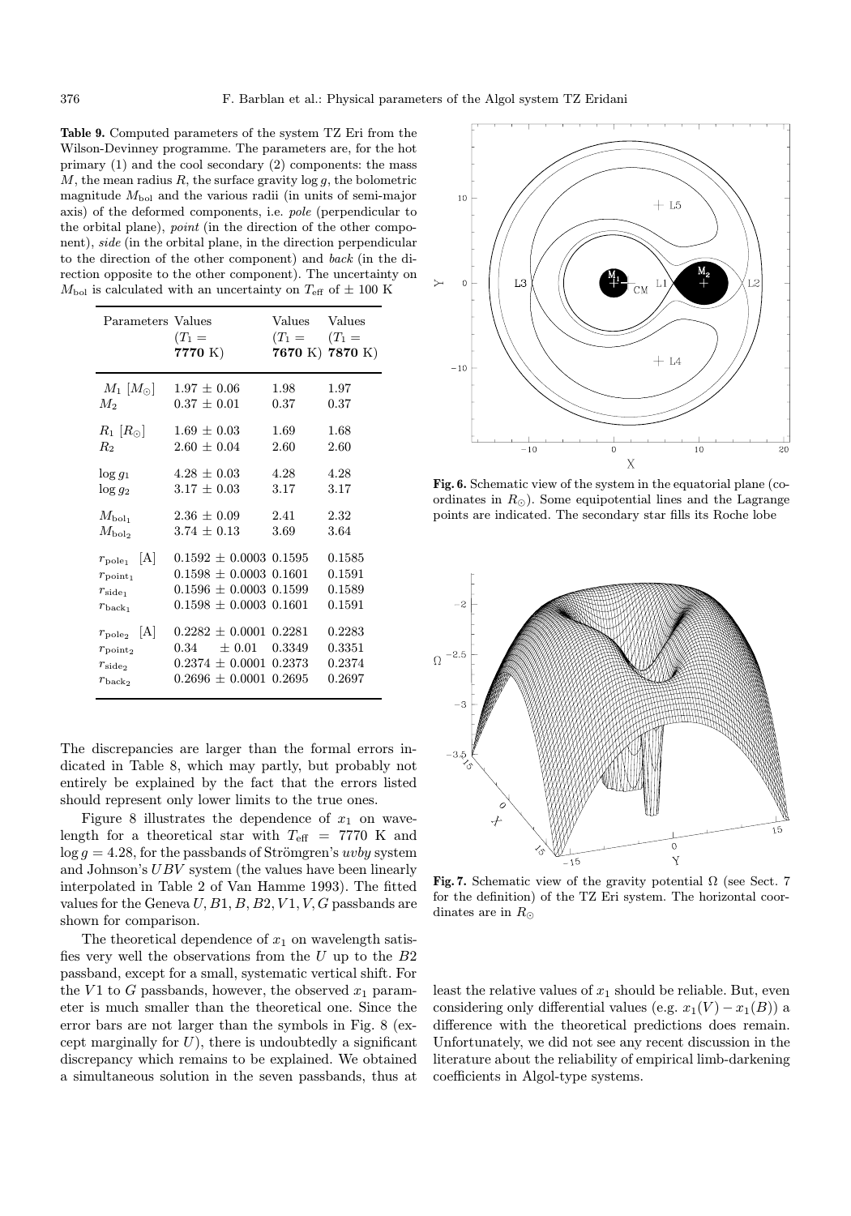**Table 9.** Computed parameters of the system TZ Eri from the Wilson-Devinney programme. The parameters are, for the hot primary (1) and the cool secondary (2) components: the mass $M$, the mean radius $R$, the surface gravity $\log g$, the bolometric magnitude $M_{\rm bol}$ and the various radii (in units of semi-major axis) of the deformed components, i.e. *pole* (perpendicular to the orbital plane), *point* (in the direction of the other component), *side* (in the orbital plane, in the direction perpendicular to the direction of the other component) and *back* (in the direction opposite to the other component). The uncertainty on $M_{\rm bol}$ is calculated with an uncertainty on $T_{\rm eff}$ of $\pm$ 100 K

| Parameters | Values ($T_1 =$ **7770** K) | Values ($T_1 =$ **7670** K) | Values ($T_1 =$ **7870** K) |
|---|---|---|---|
| $M_1$ [$M_\odot$] | $1.97 \pm 0.06$ | 1.98 | 1.97 |
| $M_2$ | $0.37 \pm 0.01$ | 0.37 | 0.37 |
| $R_1$ [$R_\odot$] | $1.69 \pm 0.03$ | 1.69 | 1.68 |
| $R_2$ | $2.60 \pm 0.04$ | 2.60 | 2.60 |
| $\log g_1$ | $4.28 \pm 0.03$ | 4.28 | 4.28 |
| $\log g_2$ | $3.17 \pm 0.03$ | 3.17 | 3.17 |
| $M_{\rm bol_1}$ | $2.36 \pm 0.09$ | 2.41 | 2.32 |
| $M_{\rm bol_2}$ | $3.74 \pm 0.13$ | 3.69 | 3.64 |
| $r_{\rm pole_1}$ [A] | $0.1592 \pm 0.0003$ | 0.1595 | 0.1585 |
| $r_{\rm point_1}$ | $0.1598 \pm 0.0003$ | 0.1601 | 0.1591 |
| $r_{\rm side_1}$ | $0.1596 \pm 0.0003$ | 0.1599 | 0.1589 |
| $r_{\rm back_1}$ | $0.1598 \pm 0.0003$ | 0.1601 | 0.1591 |
| $r_{\rm pole_2}$ [A] | $0.2282 \pm 0.0001$ | 0.2281 | 0.2283 |
| $r_{\rm point_2}$ | $0.34 \pm 0.01$ | 0.3349 | 0.3351 |
| $r_{\rm side_2}$ | $0.2374 \pm 0.0001$ | 0.2373 | 0.2374 |
| $r_{\rm back_2}$ | $0.2696 \pm 0.0001$ | 0.2695 | 0.2697 |

The discrepancies are larger than the formal errors indicated in Table 8, which may partly, but probably not entirely be explained by the fact that the errors listed should represent only lower limits to the true ones.

Figure 8 illustrates the dependence of $x_1$ on wavelength for a theoretical star with $T_{\rm eff} = 7770$ K and $\log g = 4.28$, for the passbands of Strömgren's *uvby* system and Johnson's *UBV* system (the values have been linearly interpolated in Table 2 of Van Hamme 1993). The fitted values for the Geneva $U, B1, B, B2, V1, V, G$ passbands are shown for comparison.

The theoretical dependence of $x_1$ on wavelength satisfies very well the observations from the $U$ up to the $B2$ passband, except for a small, systematic vertical shift. For the $V1$ to $G$ passbands, however, the observed $x_1$ parameter is much smaller than the theoretical one. Since the error bars are not larger than the symbols in Fig. 8 (except marginally for $U$), there is undoubtedly a significant discrepancy which remains to be explained. We obtained a simultaneous solution in the seven passbands, thus at least the relative values of $x_1$ should be reliable. But, even considering only differential values (e.g. $x_1(V) - x_1(B)$) a difference with the theoretical predictions does remain. Unfortunately, we did not see any recent discussion in the literature about the reliability of empirical limb-darkening coefficients in Algol-type systems.

**Fig. 6.** Schematic view of the system in the equatorial plane (coordinates in $R_\odot$). Some equipotential lines and the Lagrange points are indicated. The secondary star fills its Roche lobe

**Fig. 7.** Schematic view of the gravity potential $\Omega$ (see Sect. 7 for the definition) of the TZ Eri system. The horizontal coordinates are in $R_\odot$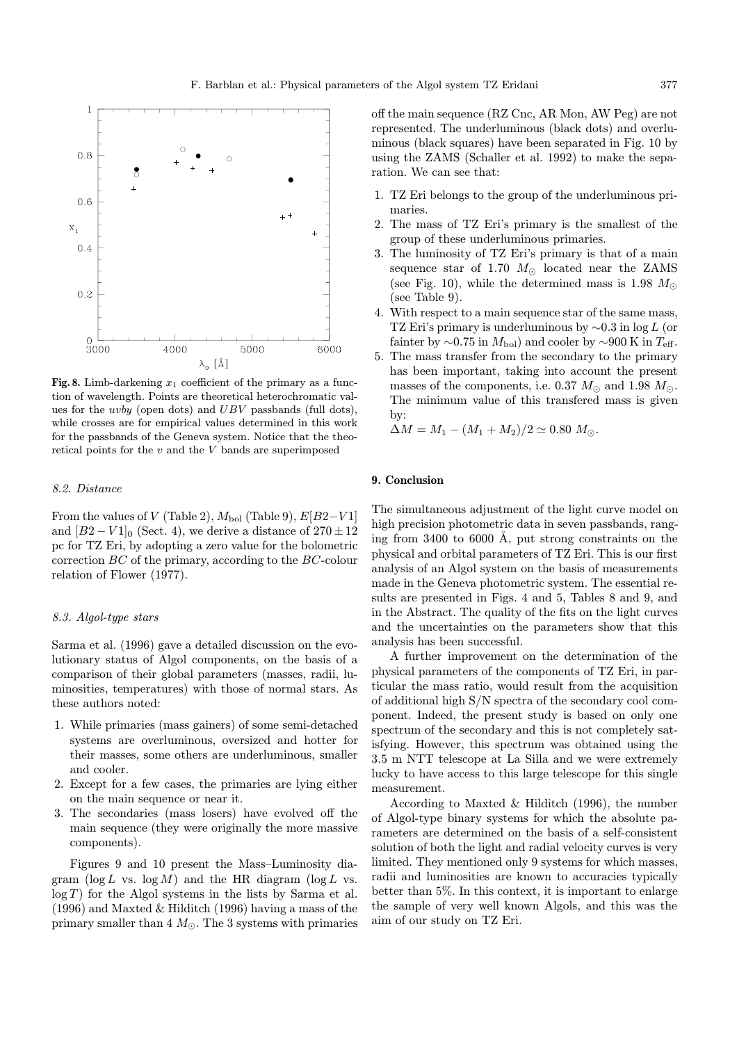**Fig. 8.** Limb-darkening $x_1$ coefficient of the primary as a function of wavelength. Points are theoretical heterochromatic values for the *uvby* (open dots) and *UBV* passbands (full dots), while crosses are for empirical values determined in this work for the passbands of the Geneva system. Notice that the theoretical points for the $v$ and the $V$ bands are superimposed

### 8.2. Distance

From the values of $V$ (Table 2), $M_{\text{bol}}$ (Table 9), $E[B2-V1]$ and $[B2-V1]_0$ (Sect. 4), we derive a distance of $270 \pm 12$ pc for TZ Eri, by adopting a zero value for the bolometric correction $BC$ of the primary, according to the $BC$-colour relation of Flower (1977).

### 8.3. Algol-type stars

Sarma et al. (1996) gave a detailed discussion on the evolutionary status of Algol components, on the basis of a comparison of their global parameters (masses, radii, luminosities, temperatures) with those of normal stars. As these authors noted:

1. While primaries (mass gainers) of some semi-detached systems are overluminous, oversized and hotter for their masses, some others are underluminous, smaller and cooler.
2. Except for a few cases, the primaries are lying either on the main sequence or near it.
3. The secondaries (mass losers) have evolved off the main sequence (they were originally the more massive components).

Figures 9 and 10 present the Mass–Luminosity diagram ($\log L$ vs. $\log M$) and the HR diagram ($\log L$ vs. $\log T$) for the Algol systems in the lists by Sarma et al. (1996) and Maxted & Hilditch (1996) having a mass of the primary smaller than 4 $M_\odot$. The 3 systems with primaries off the main sequence (RZ Cnc, AR Mon, AW Peg) are not represented. The underluminous (black dots) and overluminous (black squares) have been separated in Fig. 10 by using the ZAMS (Schaller et al. 1992) to make the separation. We can see that:

1. TZ Eri belongs to the group of the underluminous primaries.
2. The mass of TZ Eri's primary is the smallest of the group of these underluminous primaries.
3. The luminosity of TZ Eri's primary is that of a main sequence star of 1.70 $M_\odot$ located near the ZAMS (see Fig. 10), while the determined mass is 1.98 $M_\odot$ (see Table 9).
4. With respect to a main sequence star of the same mass, TZ Eri's primary is underluminous by ∼0.3 in $\log L$ (or fainter by ∼0.75 in $M_{\text{bol}}$) and cooler by ∼900 K in $T_{\text{eff}}$.
5. The mass transfer from the secondary to the primary has been important, taking into account the present masses of the components, i.e. 0.37 $M_\odot$ and 1.98 $M_\odot$. The minimum value of this transfered mass is given by:
   $\Delta M = M_1 - (M_1 + M_2)/2 \simeq 0.80\ M_\odot$.

## 9. Conclusion

The simultaneous adjustment of the light curve model on high precision photometric data in seven passbands, ranging from 3400 to 6000 Å, put strong constraints on the physical and orbital parameters of TZ Eri. This is our first analysis of an Algol system on the basis of measurements made in the Geneva photometric system. The essential results are presented in Figs. 4 and 5, Tables 8 and 9, and in the Abstract. The quality of the fits on the light curves and the uncertainties on the parameters show that this analysis has been successful.

A further improvement on the determination of the physical parameters of the components of TZ Eri, in particular the mass ratio, would result from the acquisition of additional high S/N spectra of the secondary cool component. Indeed, the present study is based on only one spectrum of the secondary and this is not completely satisfying. However, this spectrum was obtained using the 3.5 m NTT telescope at La Silla and we were extremely lucky to have access to this large telescope for this single measurement.

According to Maxted & Hilditch (1996), the number of Algol-type binary systems for which the absolute parameters are determined on the basis of a self-consistent solution of both the light and radial velocity curves is very limited. They mentioned only 9 systems for which masses, radii and luminosities are known to accuracies typically better than 5%. In this context, it is important to enlarge the sample of very well known Algols, and this was the aim of our study on TZ Eri.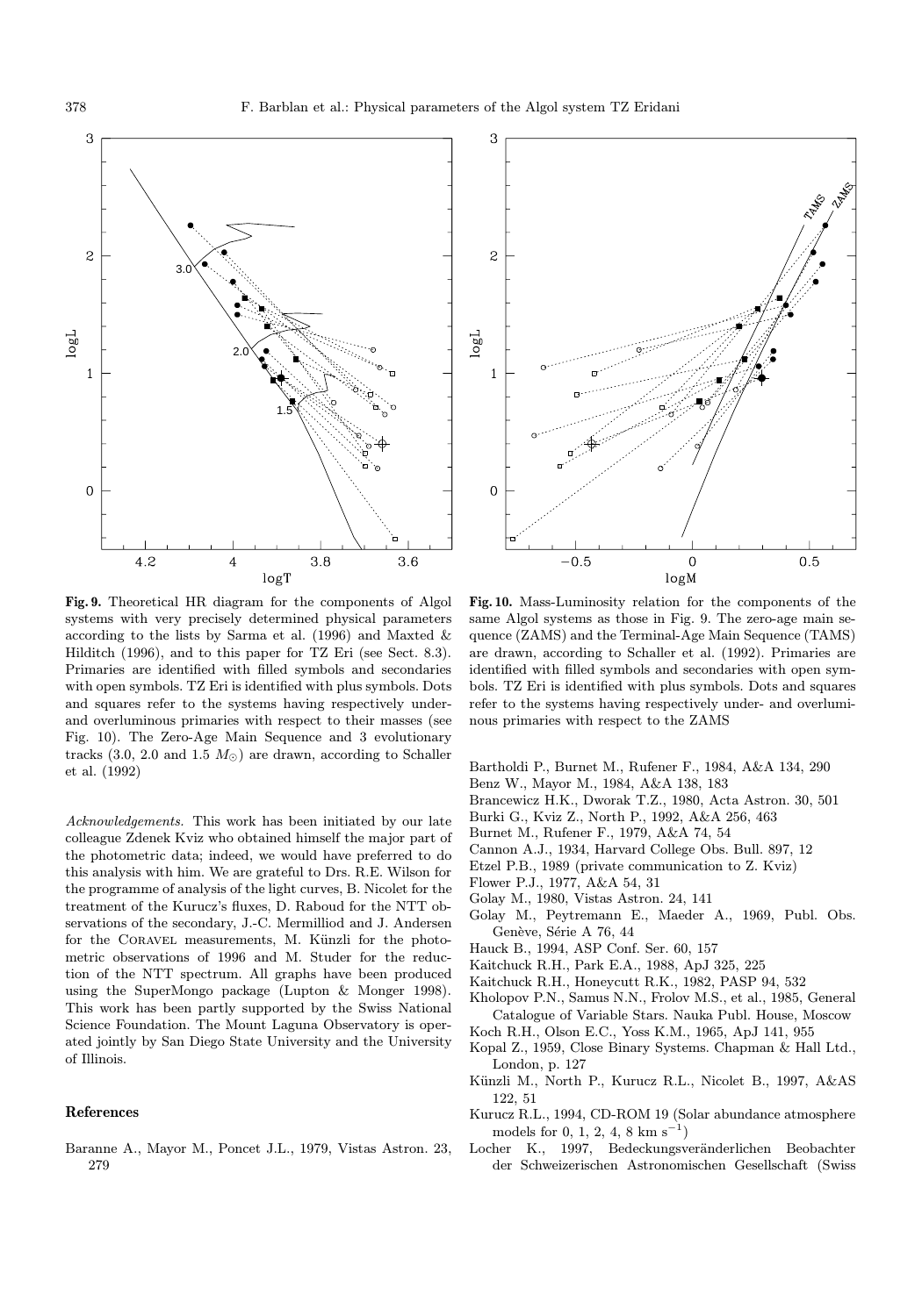**Fig. 9.** Theoretical HR diagram for the components of Algol systems with very precisely determined physical parameters according to the lists by Sarma et al. (1996) and Maxted & Hilditch (1996), and to this paper for TZ Eri (see Sect. 8.3). Primaries are identified with filled symbols and secondaries with open symbols. TZ Eri is identified with plus symbols. Dots and squares refer to the systems having respectively under- and overluminous primaries with respect to their masses (see Fig. 10). The Zero-Age Main Sequence and 3 evolutionary tracks (3.0, 2.0 and 1.5 $M_{\odot}$) are drawn, according to Schaller et al. (1992)

**Fig. 10.** Mass-Luminosity relation for the components of the same Algol systems as those in Fig. 9. The zero-age main sequence (ZAMS) and the Terminal-Age Main Sequence (TAMS) are drawn, according to Schaller et al. (1992). Primaries are identified with filled symbols and secondaries with open symbols. TZ Eri is identified with plus symbols. Dots and squares refer to the systems having respectively under- and overluminous primaries with respect to the ZAMS

*Acknowledgements.* This work has been initiated by our late colleague Zdenek Kviz who obtained himself the major part of the photometric data; indeed, we would have preferred to do this analysis with him. We are grateful to Drs. R.E. Wilson for the programme of analysis of the light curves, B. Nicolet for the treatment of the Kurucz's fluxes, D. Raboud for the NTT observations of the secondary, J.-C. Mermilliod and J. Andersen for the CORAVEL measurements, M. Künzli for the photometric observations of 1996 and M. Studer for the reduction of the NTT spectrum. All graphs have been produced using the SuperMongo package (Lupton & Monger 1998). This work has been partly supported by the Swiss National Science Foundation. The Mount Laguna Observatory is operated jointly by San Diego State University and the University of Illinois.

## References

Baranne A., Mayor M., Poncet J.L., 1979, Vistas Astron. 23, 279

Bartholdi P., Burnet M., Rufener F., 1984, A&A 134, 290

Benz W., Mayor M., 1984, A&A 138, 183

Brancewicz H.K., Dworak T.Z., 1980, Acta Astron. 30, 501

Burki G., Kviz Z., North P., 1992, A&A 256, 463

Burnet M., Rufener F., 1979, A&A 74, 54

Cannon A.J., 1934, Harvard College Obs. Bull. 897, 12

Etzel P.B., 1989 (private communication to Z. Kviz)

Flower P.J., 1977, A&A 54, 31

Golay M., 1980, Vistas Astron. 24, 141

Golay M., Peytremann E., Maeder A., 1969, Publ. Obs. Genève, Série A 76, 44

Hauck B., 1994, ASP Conf. Ser. 60, 157

Kaitchuck R.H., Park E.A., 1988, ApJ 325, 225

Kaitchuck R.H., Honeycutt R.K., 1982, PASP 94, 532

Kholopov P.N., Samus N.N., Frolov M.S., et al., 1985, General Catalogue of Variable Stars. Nauka Publ. House, Moscow

Koch R.H., Olson E.C., Yoss K.M., 1965, ApJ 141, 955

Kopal Z., 1959, Close Binary Systems. Chapman & Hall Ltd., London, p. 127

Künzli M., North P., Kurucz R.L., Nicolet B., 1997, A&AS 122, 51

Kurucz R.L., 1994, CD-ROM 19 (Solar abundance atmosphere models for 0, 1, 2, 4, 8 km s$^{-1}$)

Locher K., 1997, Bedeckungsveränderlichen Beobachter der Schweizerischen Astronomischen Gesellschaft (Swiss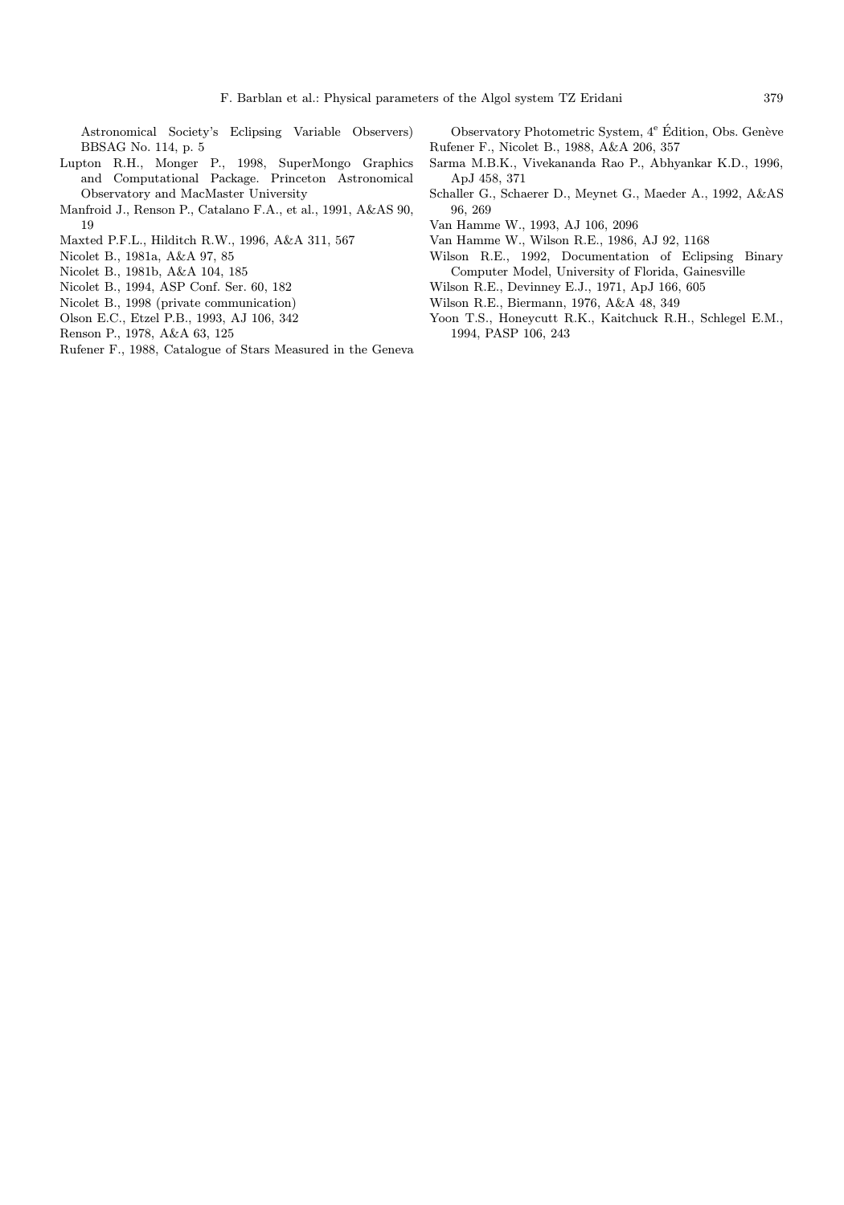Astronomical Society's Eclipsing Variable Observers) BBSAG No. 114, p. 5

Lupton R.H., Monger P., 1998, SuperMongo Graphics and Computational Package. Princeton Astronomical Observatory and MacMaster University

Manfroid J., Renson P., Catalano F.A., et al., 1991, A&AS 90, 19

Maxted P.F.L., Hilditch R.W., 1996, A&A 311, 567

Nicolet B., 1981a, A&A 97, 85

Nicolet B., 1981b, A&A 104, 185

Nicolet B., 1994, ASP Conf. Ser. 60, 182

Nicolet B., 1998 (private communication)

Olson E.C., Etzel P.B., 1993, AJ 106, 342

Renson P., 1978, A&A 63, 125

Rufener F., 1988, Catalogue of Stars Measured in the Geneva Observatory Photometric System, 4e Édition, Obs. Genève

Rufener F., Nicolet B., 1988, A&A 206, 357

Sarma M.B.K., Vivekananda Rao P., Abhyankar K.D., 1996, ApJ 458, 371

Schaller G., Schaerer D., Meynet G., Maeder A., 1992, A&AS 96, 269

Van Hamme W., 1993, AJ 106, 2096

Van Hamme W., Wilson R.E., 1986, AJ 92, 1168

Wilson R.E., 1992, Documentation of Eclipsing Binary Computer Model, University of Florida, Gainesville

Wilson R.E., Devinney E.J., 1971, ApJ 166, 605

Wilson R.E., Biermann, 1976, A&A 48, 349

Yoon T.S., Honeycutt R.K., Kaitchuck R.H., Schlegel E.M., 1994, PASP 106, 243